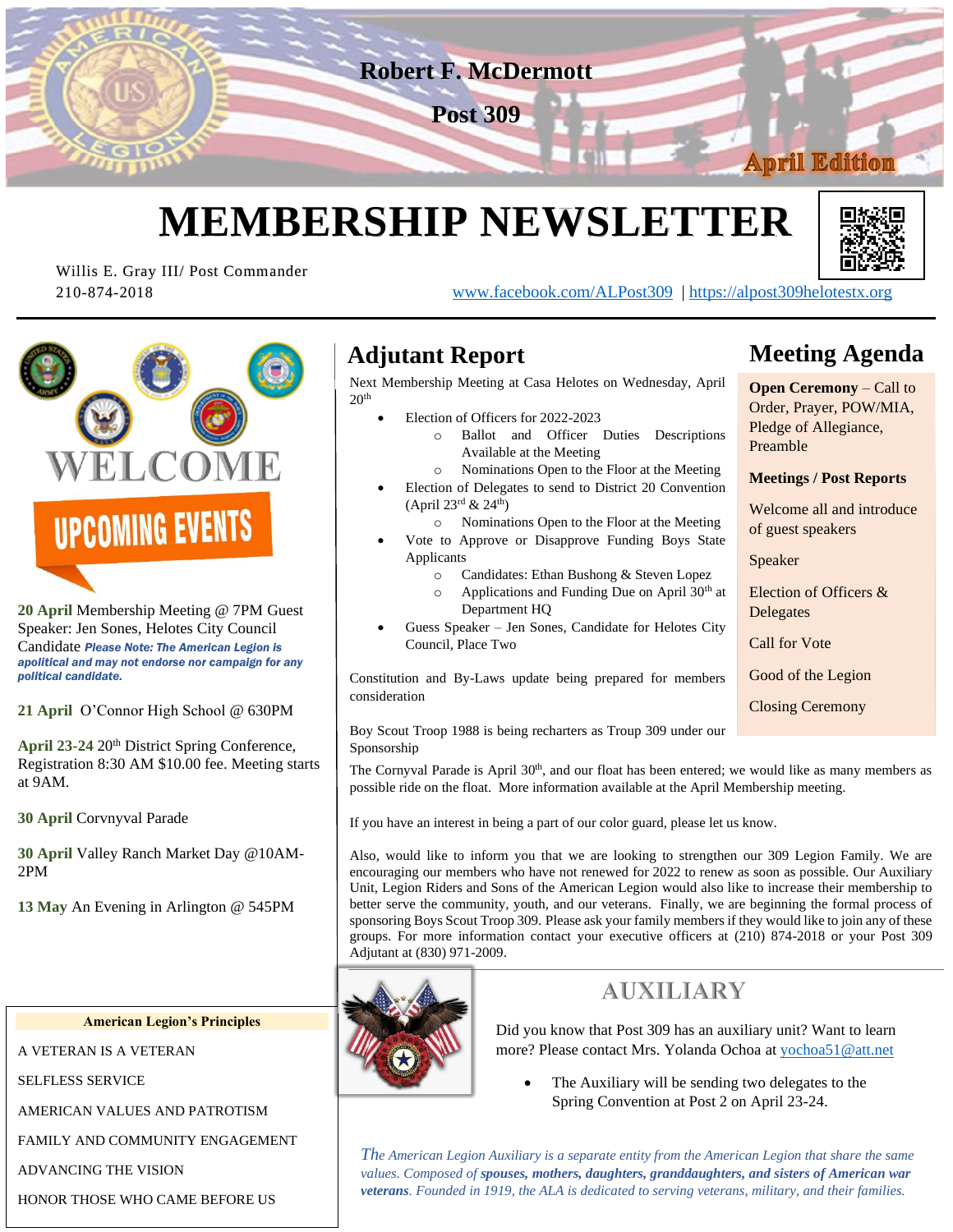# Robert F. McDermott Post 309

**April Edition**

# MEMBERSHIP NEWSLETTER

Willis E. Gray III/ Post Commander
210-874-2018

www.facebook.com/ALPost309 | https://alpost309helotestx.org

WELCOME

## UPCOMING EVENTS

**20 April** Membership Meeting @ 7PM Guest Speaker: Jen Sones, Helotes City Council Candidate ***Please Note: The American Legion is apolitical and may not endorse nor campaign for any political candidate.***

**21 April** O'Connor High School @ 630PM

**April 23-24** 20th District Spring Conference, Registration 8:30 AM $10.00 fee. Meeting starts at 9AM.

**30 April** Corvnyval Parade

**30 April** Valley Ranch Market Day @10AM-2PM

**13 May** An Evening in Arlington @ 545PM

## Adjutant Report

Next Membership Meeting at Casa Helotes on Wednesday, April 20th

- Election of Officers for 2022-2023
  - Ballot and Officer Duties Descriptions Available at the Meeting
  - Nominations Open to the Floor at the Meeting
- Election of Delegates to send to District 20 Convention (April 23rd & 24th)
  - Nominations Open to the Floor at the Meeting
- Vote to Approve or Disapprove Funding Boys State Applicants
  - Candidates: Ethan Bushong & Steven Lopez
  - Applications and Funding Due on April 30th at Department HQ
- Guess Speaker – Jen Sones, Candidate for Helotes City Council, Place Two

Constitution and By-Laws update being prepared for members consideration

Boy Scout Troop 1988 is being recharters as Troup 309 under our Sponsorship

The Cornyval Parade is April 30th, and our float has been entered; we would like as many members as possible ride on the float. More information available at the April Membership meeting.

If you have an interest in being a part of our color guard, please let us know.

Also, would like to inform you that we are looking to strengthen our 309 Legion Family. We are encouraging our members who have not renewed for 2022 to renew as soon as possible. Our Auxiliary Unit, Legion Riders and Sons of the American Legion would also like to increase their membership to better serve the community, youth, and our veterans. Finally, we are beginning the formal process of sponsoring Boys Scout Troop 309. Please ask your family members if they would like to join any of these groups. For more information contact your executive officers at (210) 874-2018 or your Post 309 Adjutant at (830) 971-2009.

## Meeting Agenda

**Open Ceremony** – Call to Order, Prayer, POW/MIA, Pledge of Allegiance, Preamble

**Meetings / Post Reports**

Welcome all and introduce of guest speakers

Speaker

Election of Officers & Delegates

Call for Vote

Good of the Legion

Closing Ceremony

## AUXILIARY

Did you know that Post 309 has an auxiliary unit? Want to learn more? Please contact Mrs. Yolanda Ochoa at yochoa51@att.net

- The Auxiliary will be sending two delegates to the Spring Convention at Post 2 on April 23-24.

*The American Legion Auxiliary is a separate entity from the American Legion that share the same values. Composed of **spouses, mothers, daughters, granddaughters, and sisters of American war veterans**. Founded in 1919, the ALA is dedicated to serving veterans, military, and their families.*

**American Legion's Principles**

A VETERAN IS A VETERAN

SELFLESS SERVICE

AMERICAN VALUES AND PATROTISM

FAMILY AND COMMUNITY ENGAGEMENT

ADVANCING THE VISION

HONOR THOSE WHO CAME BEFORE US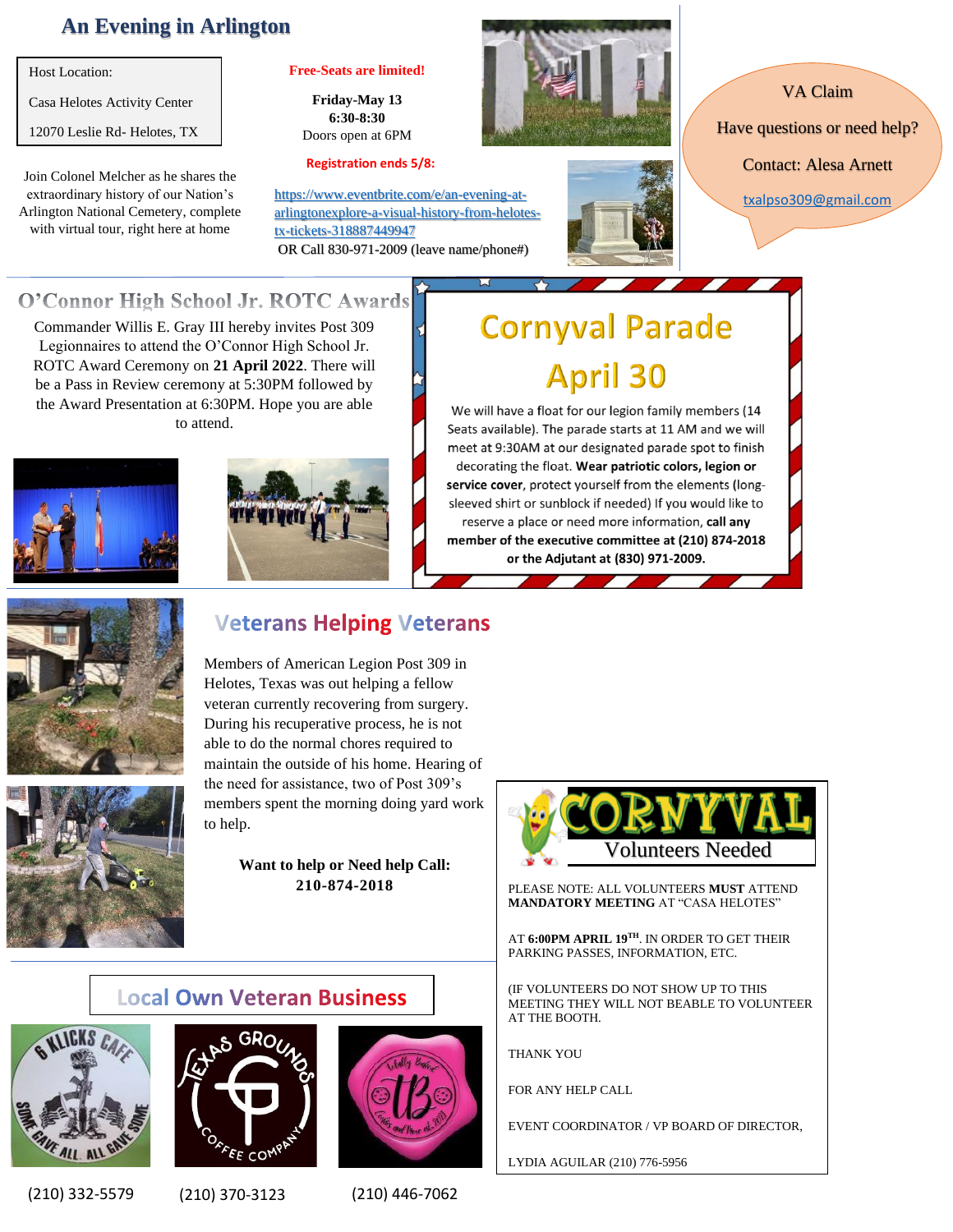## An Evening in Arlington

Host Location:

Casa Helotes Activity Center

12070 Leslie Rd- Helotes, TX

Join Colonel Melcher as he shares the extraordinary history of our Nation's Arlington National Cemetery, complete with virtual tour, right here at home

**Free-Seats are limited!**

**Friday-May 13**
**6:30-8:30**
Doors open at 6PM

**Registration ends 5/8:**

https://www.eventbrite.com/e/an-evening-at-arlingtonexplore-a-visual-history-from-helotes-tx-tickets-318887449947
OR Call 830-971-2009 (leave name/phone#)

VA Claim

Have questions or need help?

Contact: Alesa Arnett

txalpso309@gmail.com

## O'Connor High School Jr. ROTC Awards

Commander Willis E. Gray III hereby invites Post 309 Legionnaires to attend the O'Connor High School Jr. ROTC Award Ceremony on **21 April 2022**. There will be a Pass in Review ceremony at 5:30PM followed by the Award Presentation at 6:30PM. Hope you are able to attend.

## Cornyval Parade April 30

We will have a float for our legion family members (14 Seats available). The parade starts at 11 AM and we will meet at 9:30AM at our designated parade spot to finish decorating the float. **Wear patriotic colors, legion or service cover**, protect yourself from the elements (long-sleeved shirt or sunblock if needed) If you would like to reserve a place or need more information, **call any member of the executive committee at (210) 874-2018 or the Adjutant at (830) 971-2009.**

## Veterans Helping Veterans

Members of American Legion Post 309 in Helotes, Texas was out helping a fellow veteran currently recovering from surgery. During his recuperative process, he is not able to do the normal chores required to maintain the outside of his home. Hearing of the need for assistance, two of Post 309's members spent the morning doing yard work to help.

**Want to help or Need help Call:**
**210-874-2018**

## CORNYVAL Volunteers Needed

PLEASE NOTE: ALL VOLUNTEERS **MUST** ATTEND **MANDATORY MEETING** AT "CASA HELOTES"

AT **6:00PM APRIL 19TH**. IN ORDER TO GET THEIR PARKING PASSES, INFORMATION, ETC.

(IF VOLUNTEERS DO NOT SHOW UP TO THIS MEETING THEY WILL NOT BEABLE TO VOLUNTEER AT THE BOOTH.

THANK YOU

FOR ANY HELP CALL

EVENT COORDINATOR / VP BOARD OF DIRECTOR,

LYDIA AGUILAR (210) 776-5956

## Local Own Veteran Business

6 KLICKS CAFE — SOME GAVE ALL, ALL GAVE SOME
(210) 332-5579

TEXAS GROUNDS COFFEE COMPANY
(210) 370-3123

(210) 446-7062